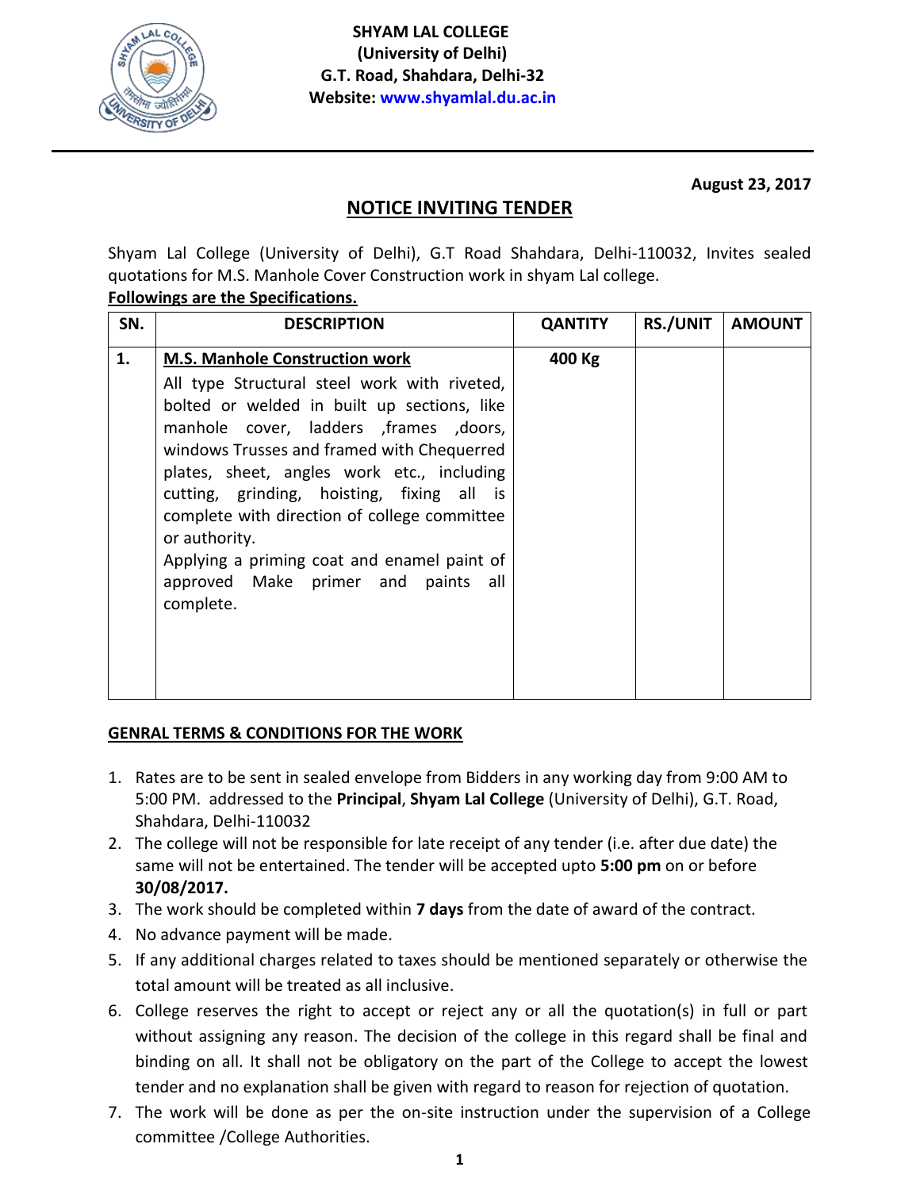**SHYAM LAL COLLEGE**
**(University of Delhi)**
**G.T. Road, Shahdara, Delhi-32**
**Website: www.shyamlal.du.ac.in**

**August 23, 2017**

## NOTICE INVITING TENDER

Shyam Lal College (University of Delhi), G.T Road Shahdara, Delhi-110032, Invites sealed quotations for M.S. Manhole Cover Construction work in shyam Lal college.

**Followings are the Specifications.**

| SN. | DESCRIPTION | QANTITY | RS./UNIT | AMOUNT |
|---|---|---|---|---|
| **1.** | **M.S. Manhole Construction work**<br>All type Structural steel work with riveted, bolted or welded in built up sections, like manhole cover, ladders ,frames ,doors, windows Trusses and framed with Chequerred plates, sheet, angles work etc., including cutting, grinding, hoisting, fixing all is complete with direction of college committee or authority.<br>Applying a priming coat and enamel paint of approved Make primer and paints all complete. | **400 Kg** | | |

**GENRAL TERMS & CONDITIONS FOR THE WORK**

1. Rates are to be sent in sealed envelope from Bidders in any working day from 9:00 AM to 5:00 PM. addressed to the **Principal**, **Shyam Lal College** (University of Delhi), G.T. Road, Shahdara, Delhi-110032
2. The college will not be responsible for late receipt of any tender (i.e. after due date) the same will not be entertained. The tender will be accepted upto **5:00 pm** on or before **30/08/2017.**
3. The work should be completed within **7 days** from the date of award of the contract.
4. No advance payment will be made.
5. If any additional charges related to taxes should be mentioned separately or otherwise the total amount will be treated as all inclusive.
6. College reserves the right to accept or reject any or all the quotation(s) in full or part without assigning any reason. The decision of the college in this regard shall be final and binding on all. It shall not be obligatory on the part of the College to accept the lowest tender and no explanation shall be given with regard to reason for rejection of quotation.
7. The work will be done as per the on-site instruction under the supervision of a College committee /College Authorities.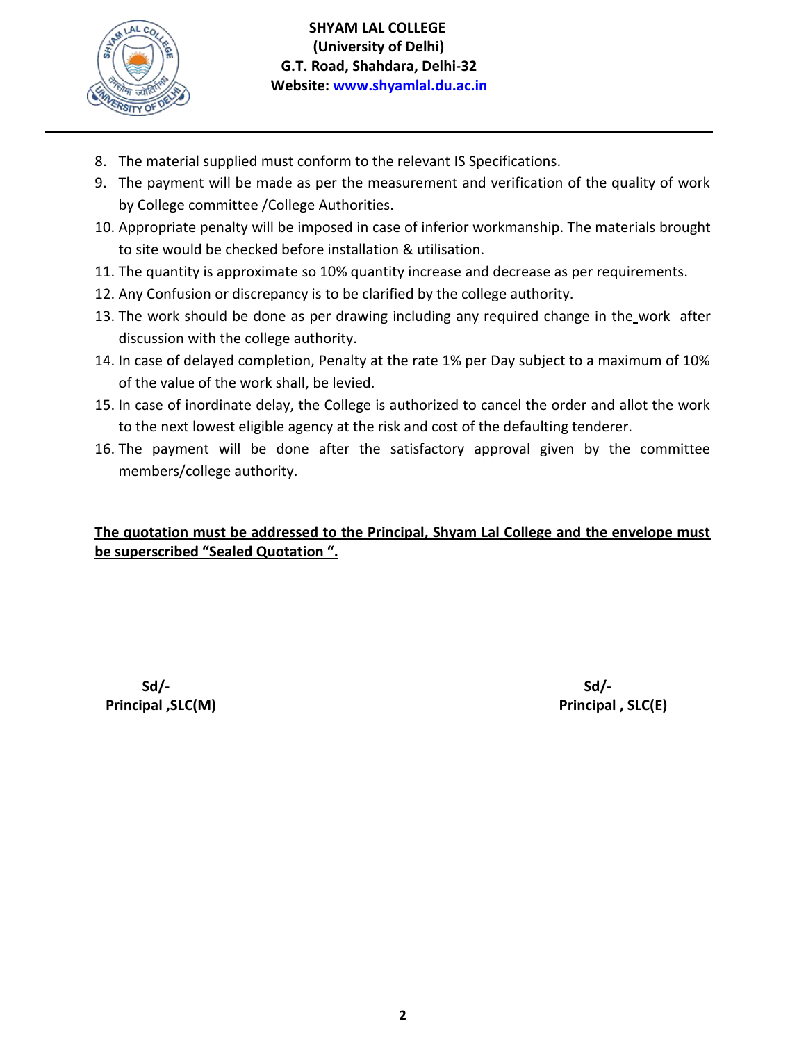**SHYAM LAL COLLEGE**
**(University of Delhi)**
**G.T. Road, Shahdara, Delhi-32**
**Website: www.shyamlal.du.ac.in**

8. The material supplied must conform to the relevant IS Specifications.
9. The payment will be made as per the measurement and verification of the quality of work by College committee /College Authorities.
10. Appropriate penalty will be imposed in case of inferior workmanship. The materials brought to site would be checked before installation & utilisation.
11. The quantity is approximate so 10% quantity increase and decrease as per requirements.
12. Any Confusion or discrepancy is to be clarified by the college authority.
13. The work should be done as per drawing including any required change in the work after discussion with the college authority.
14. In case of delayed completion, Penalty at the rate 1% per Day subject to a maximum of 10% of the value of the work shall, be levied.
15. In case of inordinate delay, the College is authorized to cancel the order and allot the work to the next lowest eligible agency at the risk and cost of the defaulting tenderer.
16. The payment will be done after the satisfactory approval given by the committee members/college authority.

**The quotation must be addressed to the Principal, Shyam Lal College and the envelope must be superscribed "Sealed Quotation ".**

**Sd/-**
**Principal ,SLC(M)**

**Sd/-**
**Principal , SLC(E)**